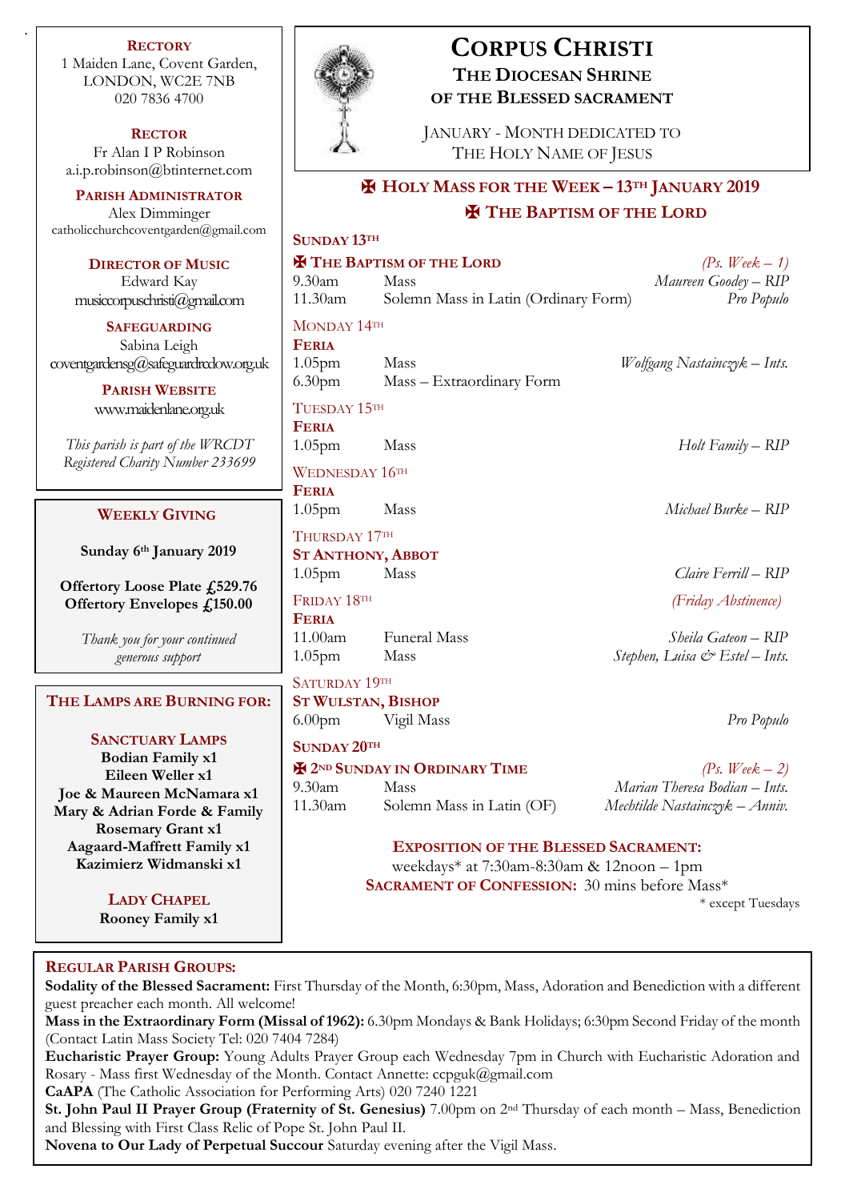# CORPUS CHRISTI

## THE DIOCESAN SHRINE OF THE BLESSED SACRAMENT

JANUARY - MONTH DEDICATED TO THE HOLY NAME OF JESUS

## ✠ HOLY MASS FOR THE WEEK – 13TH JANUARY 2019
## ✠ THE BAPTISM OF THE LORD

**SUNDAY 13TH**

**✠ THE BAPTISM OF THE LORD** *(Ps. Week – 1)*

| | | |
|---|---|---|
| 9.30am | Mass | *Maureen Goodey – RIP* |
| 11.30am | Solemn Mass in Latin (Ordinary Form) | *Pro Populo* |

MONDAY 14TH

**FERIA**

| | | |
|---|---|---|
| 1.05pm | Mass | *Wolfgang Nastainczyk – Ints.* |
| 6.30pm | Mass – Extraordinary Form | |

TUESDAY 15TH

**FERIA**

| | | |
|---|---|---|
| 1.05pm | Mass | *Holt Family – RIP* |

WEDNESDAY 16TH

**FERIA**

| | | |
|---|---|---|
| 1.05pm | Mass | *Michael Burke – RIP* |

THURSDAY 17TH

**ST ANTHONY, ABBOT**

| | | |
|---|---|---|
| 1.05pm | Mass | *Claire Ferrill – RIP* |

FRIDAY 18TH *(Friday Abstinence)*

**FERIA**

| | | |
|---|---|---|
| 11.00am | Funeral Mass | *Sheila Gateon – RIP* |
| 1.05pm | Mass | *Stephen, Luisa & Estel – Ints.* |

SATURDAY 19TH

**ST WULSTAN, BISHOP**

| | | |
|---|---|---|
| 6.00pm | Vigil Mass | *Pro Populo* |

**SUNDAY 20TH**

**✠ 2ND SUNDAY IN ORDINARY TIME** *(Ps. Week – 2)*

| | | |
|---|---|---|
| 9.30am | Mass | *Marian Theresa Bodian – Ints.* |
| 11.30am | Solemn Mass in Latin (OF) | *Mechtilde Nastainczyk – Anniv.* |

**EXPOSITION OF THE BLESSED SACRAMENT:**
weekdays* at 7:30am-8:30am & 12noon – 1pm
**SACRAMENT OF CONFESSION:** 30 mins before Mass*
\* except Tuesdays

---

**RECTORY**
1 Maiden Lane, Covent Garden, LONDON, WC2E 7NB
020 7836 4700

**RECTOR**
Fr Alan I P Robinson
a.i.p.robinson@btinternet.com

**PARISH ADMINISTRATOR**
Alex Dimminger
catholicchurchcoventgarden@gmail.com

**DIRECTOR OF MUSIC**
Edward Kay
musiccorpuschristi@gmail.com

**SAFEGUARDING**
Sabina Leigh
coventgardensg@safeguardrcdow.org.uk

**PARISH WEBSITE**
www.maidenlane.org.uk

*This parish is part of the WRCDT Registered Charity Number 233699*

---

**WEEKLY GIVING**

**Sunday 6th January 2019**

**Offertory Loose Plate £529.76**
**Offertory Envelopes £150.00**

*Thank you for your continued generous support*

---

**THE LAMPS ARE BURNING FOR:**

**SANCTUARY LAMPS**
**Bodian Family x1**
**Eileen Weller x1**
**Joe & Maureen McNamara x1**
**Mary & Adrian Forde & Family**
**Rosemary Grant x1**
**Aagaard-Maffrett Family x1**
**Kazimierz Widmanski x1**

**LADY CHAPEL**
**Rooney Family x1**

---

**REGULAR PARISH GROUPS:**

**Sodality of the Blessed Sacrament:** First Thursday of the Month, 6:30pm, Mass, Adoration and Benediction with a different guest preacher each month. All welcome!

**Mass in the Extraordinary Form (Missal of 1962):** 6.30pm Mondays & Bank Holidays; 6:30pm Second Friday of the month (Contact Latin Mass Society Tel: 020 7404 7284)

**Eucharistic Prayer Group:** Young Adults Prayer Group each Wednesday 7pm in Church with Eucharistic Adoration and Rosary - Mass first Wednesday of the Month. Contact Annette: ccpguk@gmail.com

**CaAPA** (The Catholic Association for Performing Arts) 020 7240 1221

**St. John Paul II Prayer Group (Fraternity of St. Genesius)** 7.00pm on 2nd Thursday of each month – Mass, Benediction and Blessing with First Class Relic of Pope St. John Paul II.

**Novena to Our Lady of Perpetual Succour** Saturday evening after the Vigil Mass.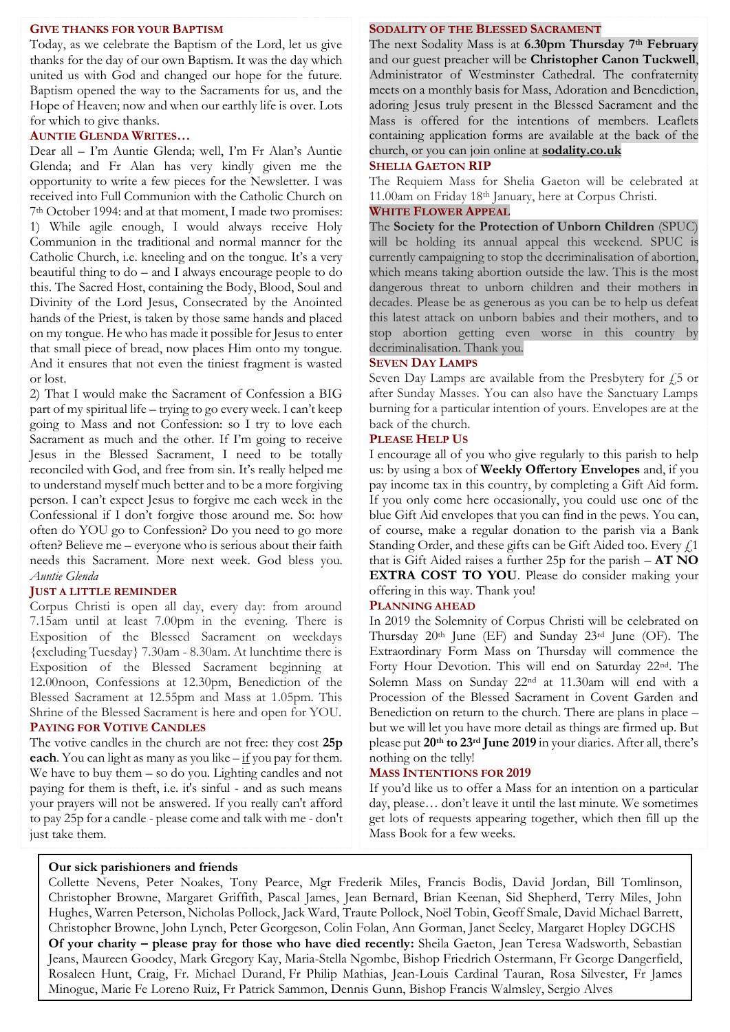### Give thanks for your Baptism

Today, as we celebrate the Baptism of the Lord, let us give thanks for the day of our own Baptism. It was the day which united us with God and changed our hope for the future. Baptism opened the way to the Sacraments for us, and the Hope of Heaven; now and when our earthly life is over. Lots for which to give thanks.

### Auntie Glenda Writes…

Dear all – I'm Auntie Glenda; well, I'm Fr Alan's Auntie Glenda; and Fr Alan has very kindly given me the opportunity to write a few pieces for the Newsletter. I was received into Full Communion with the Catholic Church on 7th October 1994: and at that moment, I made two promises:

1) While agile enough, I would always receive Holy Communion in the traditional and normal manner for the Catholic Church, i.e. kneeling and on the tongue. It's a very beautiful thing to do – and I always encourage people to do this. The Sacred Host, containing the Body, Blood, Soul and Divinity of the Lord Jesus, Consecrated by the Anointed hands of the Priest, is taken by those same hands and placed on my tongue. He who has made it possible for Jesus to enter that small piece of bread, now places Him onto my tongue. And it ensures that not even the tiniest fragment is wasted or lost.

2) That I would make the Sacrament of Confession a BIG part of my spiritual life – trying to go every week. I can't keep going to Mass and not Confession: so I try to love each Sacrament as much and the other. If I'm going to receive Jesus in the Blessed Sacrament, I need to be totally reconciled with God, and free from sin. It's really helped me to understand myself much better and to be a more forgiving person. I can't expect Jesus to forgive me each week in the Confessional if I don't forgive those around me. So: how often do YOU go to Confession? Do you need to go more often? Believe me – everyone who is serious about their faith needs this Sacrament. More next week. God bless you.

*Auntie Glenda*

### Just a little reminder

Corpus Christi is open all day, every day: from around 7.15am until at least 7.00pm in the evening. There is Exposition of the Blessed Sacrament on weekdays {excluding Tuesday} 7.30am - 8.30am. At lunchtime there is Exposition of the Blessed Sacrament beginning at 12.00noon, Confessions at 12.30pm, Benediction of the Blessed Sacrament at 12.55pm and Mass at 1.05pm. This Shrine of the Blessed Sacrament is here and open for YOU.

### Paying for Votive Candles

The votive candles in the church are not free: they cost **25p each**. You can light as many as you like – if you pay for them. We have to buy them – so do you. Lighting candles and not paying for them is theft, i.e. it's sinful - and as such means your prayers will not be answered. If you really can't afford to pay 25p for a candle - please come and talk with me - don't just take them.

### Sodality of the Blessed Sacrament

The next Sodality Mass is at **6.30pm Thursday 7th February** and our guest preacher will be **Christopher Canon Tuckwell**, Administrator of Westminster Cathedral. The confraternity meets on a monthly basis for Mass, Adoration and Benediction, adoring Jesus truly present in the Blessed Sacrament and the Mass is offered for the intentions of members. Leaflets containing application forms are available at the back of the church, or you can join online at **sodality.co.uk**

### Shelia Gaeton RIP

The Requiem Mass for Shelia Gaeton will be celebrated at 11.00am on Friday 18th January, here at Corpus Christi.

### White Flower Appeal

The **Society for the Protection of Unborn Children** (SPUC) will be holding its annual appeal this weekend. SPUC is currently campaigning to stop the decriminalisation of abortion, which means taking abortion outside the law. This is the most dangerous threat to unborn children and their mothers in decades. Please be as generous as you can be to help us defeat this latest attack on unborn babies and their mothers, and to stop abortion getting even worse in this country by decriminalisation. Thank you.

### Seven Day Lamps

Seven Day Lamps are available from the Presbytery for £5 or after Sunday Masses. You can also have the Sanctuary Lamps burning for a particular intention of yours. Envelopes are at the back of the church.

### Please Help Us

I encourage all of you who give regularly to this parish to help us: by using a box of **Weekly Offertory Envelopes** and, if you pay income tax in this country, by completing a Gift Aid form. If you only come here occasionally, you could use one of the blue Gift Aid envelopes that you can find in the pews. You can, of course, make a regular donation to the parish via a Bank Standing Order, and these gifts can be Gift Aided too. Every £1 that is Gift Aided raises a further 25p for the parish – **AT NO EXTRA COST TO YOU**. Please do consider making your offering in this way. Thank you!

### Planning ahead

In 2019 the Solemnity of Corpus Christi will be celebrated on Thursday 20th June (EF) and Sunday 23rd June (OF). The Extraordinary Form Mass on Thursday will commence the Forty Hour Devotion. This will end on Saturday 22nd. The Solemn Mass on Sunday 22nd at 11.30am will end with a Procession of the Blessed Sacrament in Covent Garden and Benediction on return to the church. There are plans in place – but we will let you have more detail as things are firmed up. But please put **20th to 23rd June 2019** in your diaries. After all, there's nothing on the telly!

### Mass Intentions for 2019

If you'd like us to offer a Mass for an intention on a particular day, please… don't leave it until the last minute. We sometimes get lots of requests appearing together, which then fill up the Mass Book for a few weeks.

**Our sick parishioners and friends**

Collette Nevens, Peter Noakes, Tony Pearce, Mgr Frederik Miles, Francis Bodis, David Jordan, Bill Tomlinson, Christopher Browne, Margaret Griffith, Pascal James, Jean Bernard, Brian Keenan, Sid Shepherd, Terry Miles, John Hughes, Warren Peterson, Nicholas Pollock, Jack Ward, Traute Pollock, Noël Tobin, Geoff Smale, David Michael Barrett, Christopher Browne, John Lynch, Peter Georgeson, Colin Folan, Ann Gorman, Janet Seeley, Margaret Hopley DGCHS

**Of your charity – please pray for those who have died recently:** Sheila Gaeton, Jean Teresa Wadsworth, Sebastian Jeans, Maureen Goodey, Mark Gregory Kay, Maria-Stella Ngombe, Bishop Friedrich Ostermann, Fr George Dangerfield, Rosaleen Hunt, Craig, Fr. Michael Durand, Fr Philip Mathias, Jean-Louis Cardinal Tauran, Rosa Silvester, Fr James Minogue, Marie Fe Loreno Ruiz, Fr Patrick Sammon, Dennis Gunn, Bishop Francis Walmsley, Sergio Alves